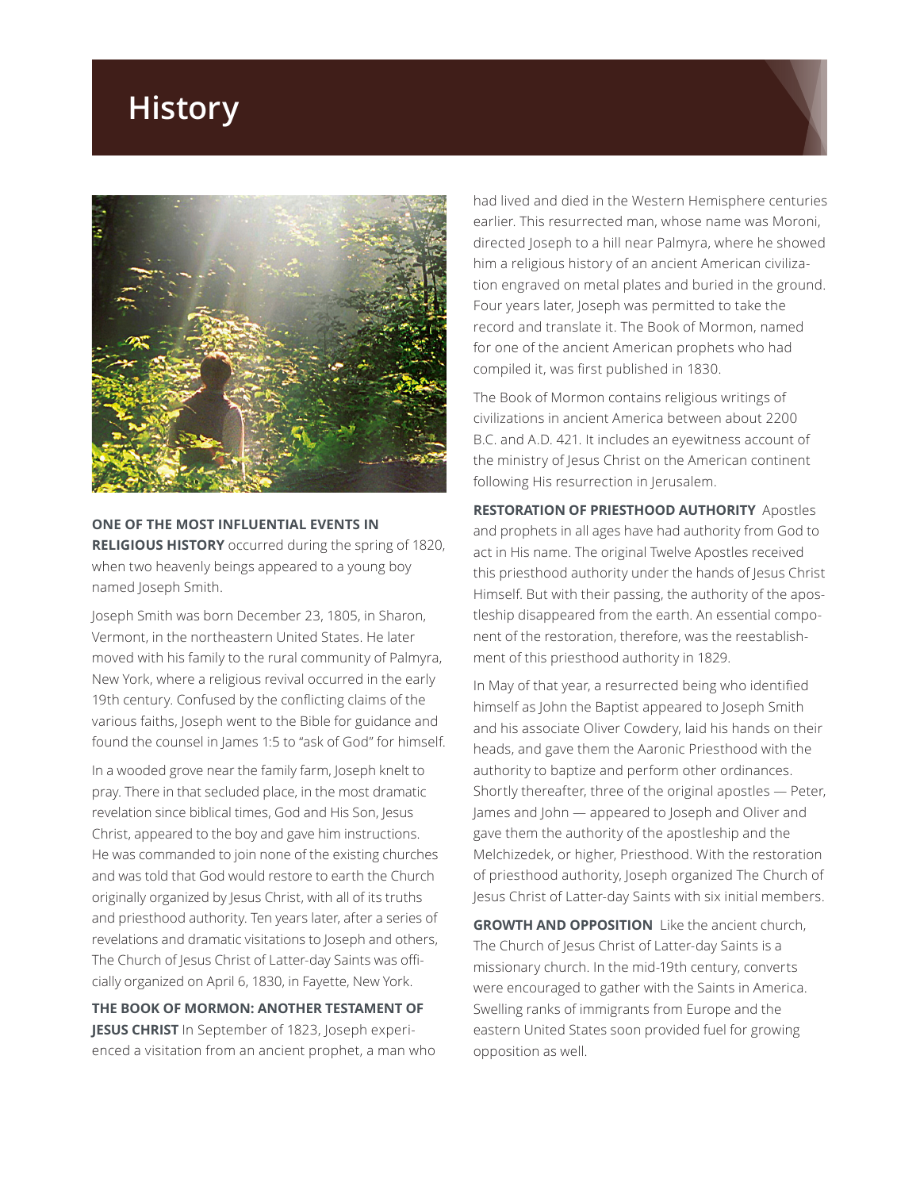# History

**ONE OF THE MOST INFLUENTIAL EVENTS IN RELIGIOUS HISTORY** occurred during the spring of 1820, when two heavenly beings appeared to a young boy named Joseph Smith.

Joseph Smith was born December 23, 1805, in Sharon, Vermont, in the northeastern United States. He later moved with his family to the rural community of Palmyra, New York, where a religious revival occurred in the early 19th century. Confused by the conflicting claims of the various faiths, Joseph went to the Bible for guidance and found the counsel in James 1:5 to "ask of God" for himself.

In a wooded grove near the family farm, Joseph knelt to pray. There in that secluded place, in the most dramatic revelation since biblical times, God and His Son, Jesus Christ, appeared to the boy and gave him instructions. He was commanded to join none of the existing churches and was told that God would restore to earth the Church originally organized by Jesus Christ, with all of its truths and priesthood authority. Ten years later, after a series of revelations and dramatic visitations to Joseph and others, The Church of Jesus Christ of Latter-day Saints was officially organized on April 6, 1830, in Fayette, New York.

**THE BOOK OF MORMON: ANOTHER TESTAMENT OF JESUS CHRIST** In September of 1823, Joseph experienced a visitation from an ancient prophet, a man who had lived and died in the Western Hemisphere centuries earlier. This resurrected man, whose name was Moroni, directed Joseph to a hill near Palmyra, where he showed him a religious history of an ancient American civilization engraved on metal plates and buried in the ground. Four years later, Joseph was permitted to take the record and translate it. The Book of Mormon, named for one of the ancient American prophets who had compiled it, was first published in 1830.

The Book of Mormon contains religious writings of civilizations in ancient America between about 2200 B.C. and A.D. 421. It includes an eyewitness account of the ministry of Jesus Christ on the American continent following His resurrection in Jerusalem.

**RESTORATION OF PRIESTHOOD AUTHORITY** Apostles and prophets in all ages have had authority from God to act in His name. The original Twelve Apostles received this priesthood authority under the hands of Jesus Christ Himself. But with their passing, the authority of the apostleship disappeared from the earth. An essential component of the restoration, therefore, was the reestablishment of this priesthood authority in 1829.

In May of that year, a resurrected being who identified himself as John the Baptist appeared to Joseph Smith and his associate Oliver Cowdery, laid his hands on their heads, and gave them the Aaronic Priesthood with the authority to baptize and perform other ordinances. Shortly thereafter, three of the original apostles — Peter, James and John — appeared to Joseph and Oliver and gave them the authority of the apostleship and the Melchizedek, or higher, Priesthood. With the restoration of priesthood authority, Joseph organized The Church of Jesus Christ of Latter-day Saints with six initial members.

**GROWTH AND OPPOSITION** Like the ancient church, The Church of Jesus Christ of Latter-day Saints is a missionary church. In the mid-19th century, converts were encouraged to gather with the Saints in America. Swelling ranks of immigrants from Europe and the eastern United States soon provided fuel for growing opposition as well.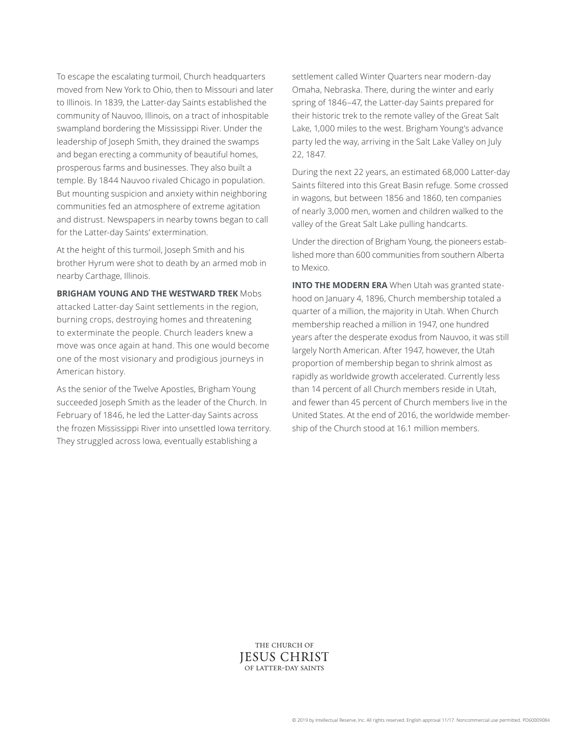To escape the escalating turmoil, Church headquarters moved from New York to Ohio, then to Missouri and later to Illinois. In 1839, the Latter-day Saints established the community of Nauvoo, Illinois, on a tract of inhospitable swampland bordering the Mississippi River. Under the leadership of Joseph Smith, they drained the swamps and began erecting a community of beautiful homes, prosperous farms and businesses. They also built a temple. By 1844 Nauvoo rivaled Chicago in population. But mounting suspicion and anxiety within neighboring communities fed an atmosphere of extreme agitation and distrust. Newspapers in nearby towns began to call for the Latter-day Saints' extermination.

At the height of this turmoil, Joseph Smith and his brother Hyrum were shot to death by an armed mob in nearby Carthage, Illinois.

**BRIGHAM YOUNG AND THE WESTWARD TREK** Mobs attacked Latter-day Saint settlements in the region, burning crops, destroying homes and threatening to exterminate the people. Church leaders knew a move was once again at hand. This one would become one of the most visionary and prodigious journeys in American history.

As the senior of the Twelve Apostles, Brigham Young succeeded Joseph Smith as the leader of the Church. In February of 1846, he led the Latter-day Saints across the frozen Mississippi River into unsettled Iowa territory. They struggled across Iowa, eventually establishing a settlement called Winter Quarters near modern-day Omaha, Nebraska. There, during the winter and early spring of 1846–47, the Latter-day Saints prepared for their historic trek to the remote valley of the Great Salt Lake, 1,000 miles to the west. Brigham Young's advance party led the way, arriving in the Salt Lake Valley on July 22, 1847.

During the next 22 years, an estimated 68,000 Latter-day Saints filtered into this Great Basin refuge. Some crossed in wagons, but between 1856 and 1860, ten companies of nearly 3,000 men, women and children walked to the valley of the Great Salt Lake pulling handcarts.

Under the direction of Brigham Young, the pioneers established more than 600 communities from southern Alberta to Mexico.

**INTO THE MODERN ERA** When Utah was granted statehood on January 4, 1896, Church membership totaled a quarter of a million, the majority in Utah. When Church membership reached a million in 1947, one hundred years after the desperate exodus from Nauvoo, it was still largely North American. After 1947, however, the Utah proportion of membership began to shrink almost as rapidly as worldwide growth accelerated. Currently less than 14 percent of all Church members reside in Utah, and fewer than 45 percent of Church members live in the United States. At the end of 2016, the worldwide membership of the Church stood at 16.1 million members.

THE CHURCH OF
JESUS CHRIST
OF LATTER-DAY SAINTS

© 2019 by Intellectual Reserve, Inc. All rights reserved. English approval 11/17. Noncommercial use permitted. PD60009084